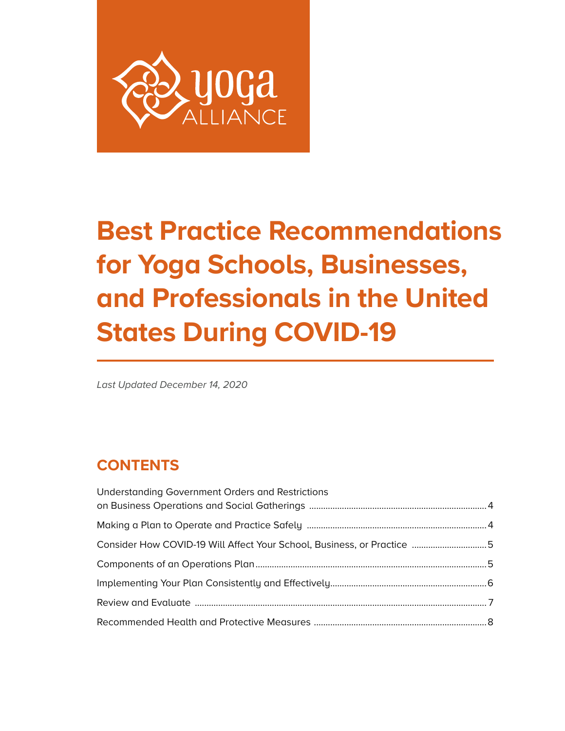yoga ALLIANCE

# Best Practice Recommendations for Yoga Schools, Businesses, and Professionals in the United States During COVID-19

*Last Updated December 14, 2020*

## CONTENTS

| | |
|---|---|
| Understanding Government Orders and Restrictions on Business Operations and Social Gatherings | 4 |
| Making a Plan to Operate and Practice Safely | 4 |
| Consider How COVID-19 Will Affect Your School, Business, or Practice | 5 |
| Components of an Operations Plan | 5 |
| Implementing Your Plan Consistently and Effectively | 6 |
| Review and Evaluate | 7 |
| Recommended Health and Protective Measures | 8 |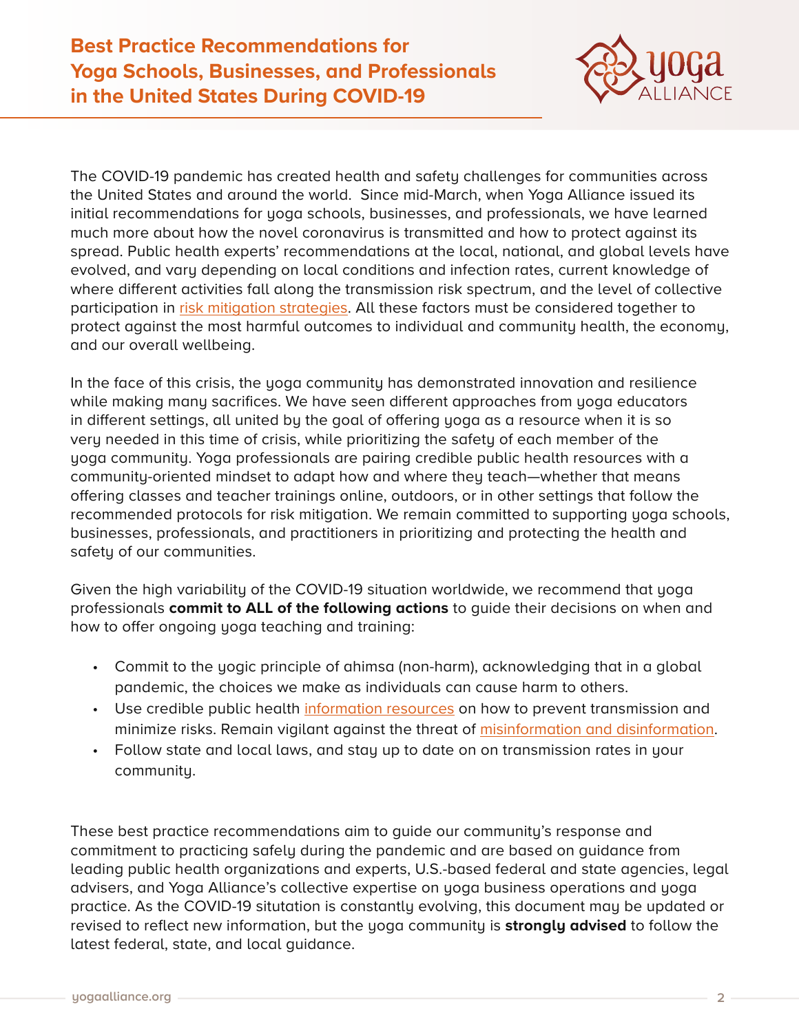# Best Practice Recommendations for Yoga Schools, Businesses, and Professionals in the United States During COVID-19

The COVID-19 pandemic has created health and safety challenges for communities across the United States and around the world. Since mid-March, when Yoga Alliance issued its initial recommendations for yoga schools, businesses, and professionals, we have learned much more about how the novel coronavirus is transmitted and how to protect against its spread. Public health experts' recommendations at the local, national, and global levels have evolved, and vary depending on local conditions and infection rates, current knowledge of where different activities fall along the transmission risk spectrum, and the level of collective participation in risk mitigation strategies. All these factors must be considered together to protect against the most harmful outcomes to individual and community health, the economy, and our overall wellbeing.

In the face of this crisis, the yoga community has demonstrated innovation and resilience while making many sacrifices. We have seen different approaches from yoga educators in different settings, all united by the goal of offering yoga as a resource when it is so very needed in this time of crisis, while prioritizing the safety of each member of the yoga community. Yoga professionals are pairing credible public health resources with a community-oriented mindset to adapt how and where they teach—whether that means offering classes and teacher trainings online, outdoors, or in other settings that follow the recommended protocols for risk mitigation. We remain committed to supporting yoga schools, businesses, professionals, and practitioners in prioritizing and protecting the health and safety of our communities.

Given the high variability of the COVID-19 situation worldwide, we recommend that yoga professionals **commit to ALL of the following actions** to guide their decisions on when and how to offer ongoing yoga teaching and training:

- Commit to the yogic principle of ahimsa (non-harm), acknowledging that in a global pandemic, the choices we make as individuals can cause harm to others.
- Use credible public health information resources on how to prevent transmission and minimize risks. Remain vigilant against the threat of misinformation and disinformation.
- Follow state and local laws, and stay up to date on on transmission rates in your community.

These best practice recommendations aim to guide our community's response and commitment to practicing safely during the pandemic and are based on guidance from leading public health organizations and experts, U.S.-based federal and state agencies, legal advisers, and Yoga Alliance's collective expertise on yoga business operations and yoga practice. As the COVID-19 situtation is constantly evolving, this document may be updated or revised to reflect new information, but the yoga community is **strongly advised** to follow the latest federal, state, and local guidance.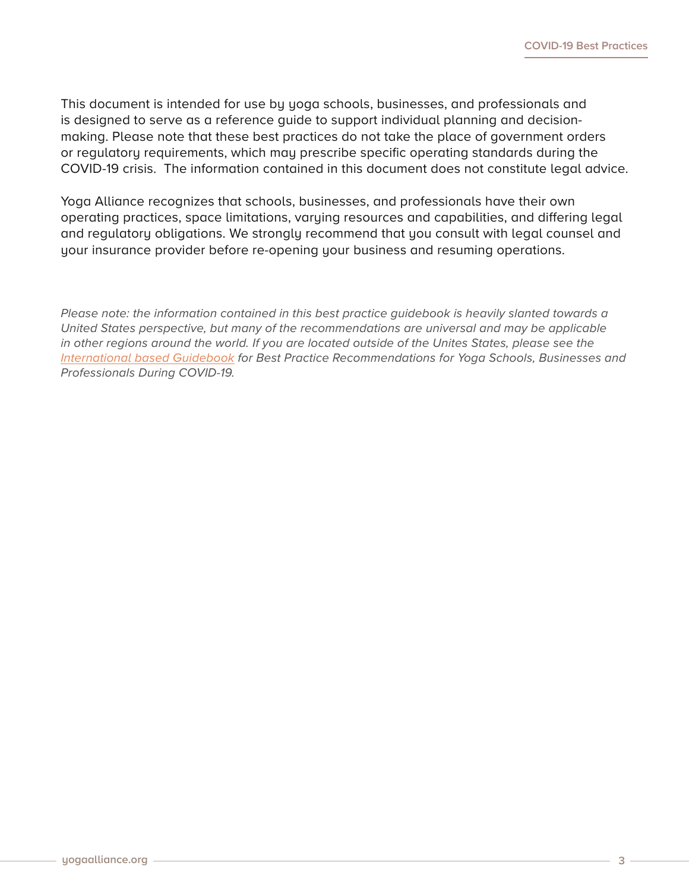This document is intended for use by yoga schools, businesses, and professionals and is designed to serve as a reference guide to support individual planning and decision-making. Please note that these best practices do not take the place of government orders or regulatory requirements, which may prescribe specific operating standards during the COVID-19 crisis.  The information contained in this document does not constitute legal advice.

Yoga Alliance recognizes that schools, businesses, and professionals have their own operating practices, space limitations, varying resources and capabilities, and differing legal and regulatory obligations. We strongly recommend that you consult with legal counsel and your insurance provider before re-opening your business and resuming operations.

*Please note: the information contained in this best practice guidebook is heavily slanted towards a United States perspective, but many of the recommendations are universal and may be applicable in other regions around the world. If you are located outside of the Unites States, please see the International based Guidebook for Best Practice Recommendations for Yoga Schools, Businesses and Professionals During COVID-19.*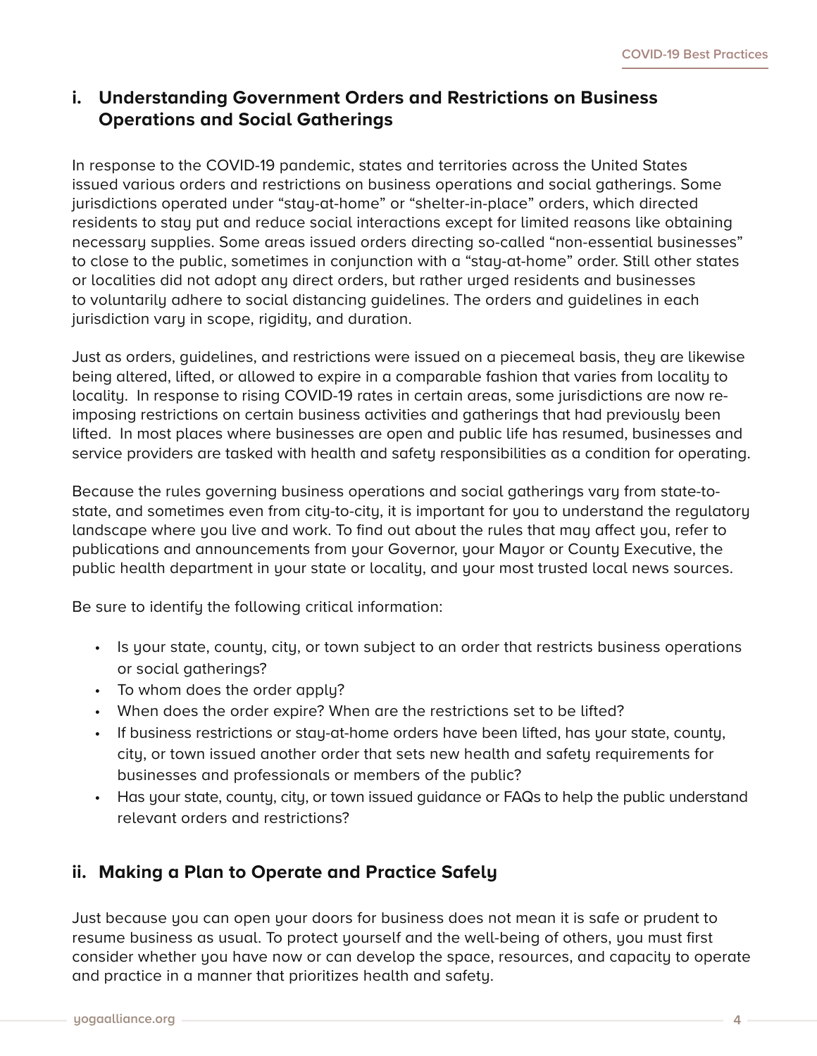## i. Understanding Government Orders and Restrictions on Business Operations and Social Gatherings

In response to the COVID-19 pandemic, states and territories across the United States issued various orders and restrictions on business operations and social gatherings. Some jurisdictions operated under "stay-at-home" or "shelter-in-place" orders, which directed residents to stay put and reduce social interactions except for limited reasons like obtaining necessary supplies. Some areas issued orders directing so-called "non-essential businesses" to close to the public, sometimes in conjunction with a "stay-at-home" order. Still other states or localities did not adopt any direct orders, but rather urged residents and businesses to voluntarily adhere to social distancing guidelines. The orders and guidelines in each jurisdiction vary in scope, rigidity, and duration.

Just as orders, guidelines, and restrictions were issued on a piecemeal basis, they are likewise being altered, lifted, or allowed to expire in a comparable fashion that varies from locality to locality. In response to rising COVID-19 rates in certain areas, some jurisdictions are now re-imposing restrictions on certain business activities and gatherings that had previously been lifted. In most places where businesses are open and public life has resumed, businesses and service providers are tasked with health and safety responsibilities as a condition for operating.

Because the rules governing business operations and social gatherings vary from state-to-state, and sometimes even from city-to-city, it is important for you to understand the regulatory landscape where you live and work. To find out about the rules that may affect you, refer to publications and announcements from your Governor, your Mayor or County Executive, the public health department in your state or locality, and your most trusted local news sources.

Be sure to identify the following critical information:

- Is your state, county, city, or town subject to an order that restricts business operations or social gatherings?
- To whom does the order apply?
- When does the order expire? When are the restrictions set to be lifted?
- If business restrictions or stay-at-home orders have been lifted, has your state, county, city, or town issued another order that sets new health and safety requirements for businesses and professionals or members of the public?
- Has your state, county, city, or town issued guidance or FAQs to help the public understand relevant orders and restrictions?

## ii. Making a Plan to Operate and Practice Safely

Just because you can open your doors for business does not mean it is safe or prudent to resume business as usual. To protect yourself and the well-being of others, you must first consider whether you have now or can develop the space, resources, and capacity to operate and practice in a manner that prioritizes health and safety.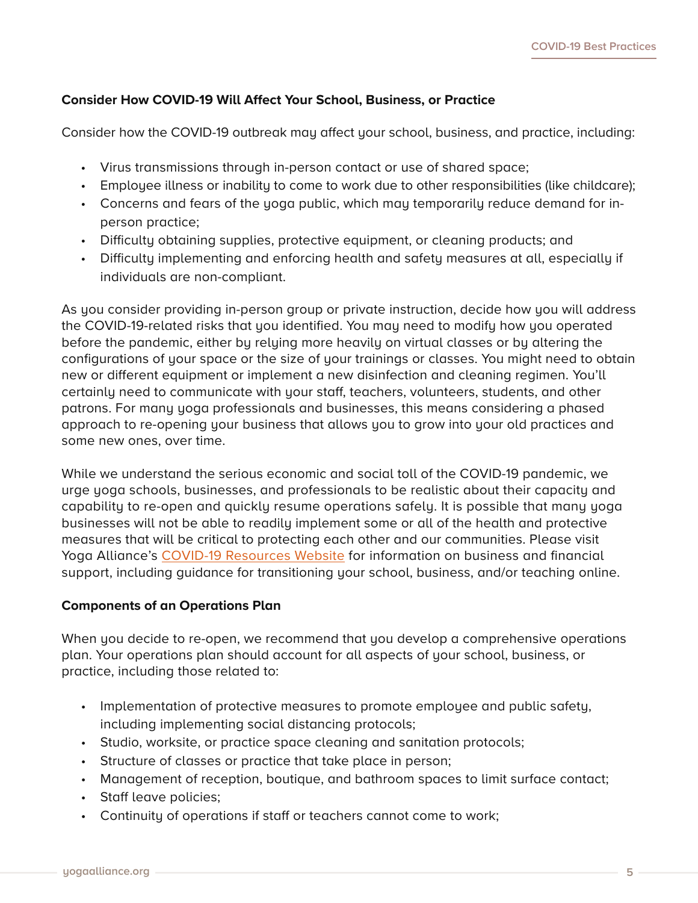**Consider How COVID-19 Will Affect Your School, Business, or Practice**

Consider how the COVID-19 outbreak may affect your school, business, and practice, including:

- Virus transmissions through in-person contact or use of shared space;
- Employee illness or inability to come to work due to other responsibilities (like childcare);
- Concerns and fears of the yoga public, which may temporarily reduce demand for in-person practice;
- Difficulty obtaining supplies, protective equipment, or cleaning products; and
- Difficulty implementing and enforcing health and safety measures at all, especially if individuals are non-compliant.

As you consider providing in-person group or private instruction, decide how you will address the COVID-19-related risks that you identified. You may need to modify how you operated before the pandemic, either by relying more heavily on virtual classes or by altering the configurations of your space or the size of your trainings or classes. You might need to obtain new or different equipment or implement a new disinfection and cleaning regimen. You'll certainly need to communicate with your staff, teachers, volunteers, students, and other patrons. For many yoga professionals and businesses, this means considering a phased approach to re-opening your business that allows you to grow into your old practices and some new ones, over time.

While we understand the serious economic and social toll of the COVID-19 pandemic, we urge yoga schools, businesses, and professionals to be realistic about their capacity and capability to re-open and quickly resume operations safely. It is possible that many yoga businesses will not be able to readily implement some or all of the health and protective measures that will be critical to protecting each other and our communities. Please visit Yoga Alliance's COVID-19 Resources Website for information on business and financial support, including guidance for transitioning your school, business, and/or teaching online.

**Components of an Operations Plan**

When you decide to re-open, we recommend that you develop a comprehensive operations plan. Your operations plan should account for all aspects of your school, business, or practice, including those related to:

- Implementation of protective measures to promote employee and public safety, including implementing social distancing protocols;
- Studio, worksite, or practice space cleaning and sanitation protocols;
- Structure of classes or practice that take place in person;
- Management of reception, boutique, and bathroom spaces to limit surface contact;
- Staff leave policies;
- Continuity of operations if staff or teachers cannot come to work;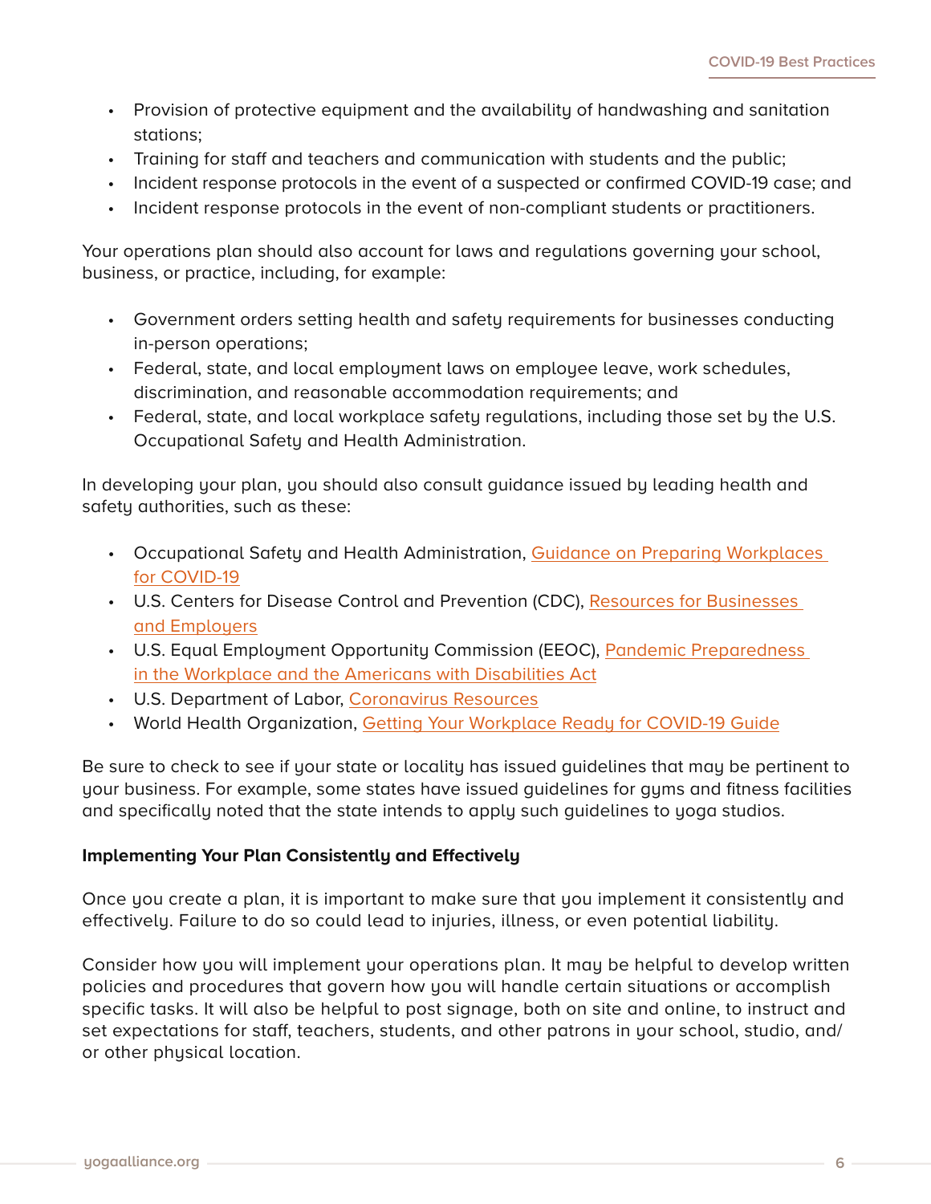- Provision of protective equipment and the availability of handwashing and sanitation stations;
- Training for staff and teachers and communication with students and the public;
- Incident response protocols in the event of a suspected or confirmed COVID-19 case; and
- Incident response protocols in the event of non-compliant students or practitioners.

Your operations plan should also account for laws and regulations governing your school, business, or practice, including, for example:

- Government orders setting health and safety requirements for businesses conducting in-person operations;
- Federal, state, and local employment laws on employee leave, work schedules, discrimination, and reasonable accommodation requirements; and
- Federal, state, and local workplace safety regulations, including those set by the U.S. Occupational Safety and Health Administration.

In developing your plan, you should also consult guidance issued by leading health and safety authorities, such as these:

- Occupational Safety and Health Administration, Guidance on Preparing Workplaces for COVID-19
- U.S. Centers for Disease Control and Prevention (CDC), Resources for Businesses and Employers
- U.S. Equal Employment Opportunity Commission (EEOC), Pandemic Preparedness in the Workplace and the Americans with Disabilities Act
- U.S. Department of Labor, Coronavirus Resources
- World Health Organization, Getting Your Workplace Ready for COVID-19 Guide

Be sure to check to see if your state or locality has issued guidelines that may be pertinent to your business. For example, some states have issued guidelines for gyms and fitness facilities and specifically noted that the state intends to apply such guidelines to yoga studios.

**Implementing Your Plan Consistently and Effectively**

Once you create a plan, it is important to make sure that you implement it consistently and effectively. Failure to do so could lead to injuries, illness, or even potential liability.

Consider how you will implement your operations plan. It may be helpful to develop written policies and procedures that govern how you will handle certain situations or accomplish specific tasks. It will also be helpful to post signage, both on site and online, to instruct and set expectations for staff, teachers, students, and other patrons in your school, studio, and/or other physical location.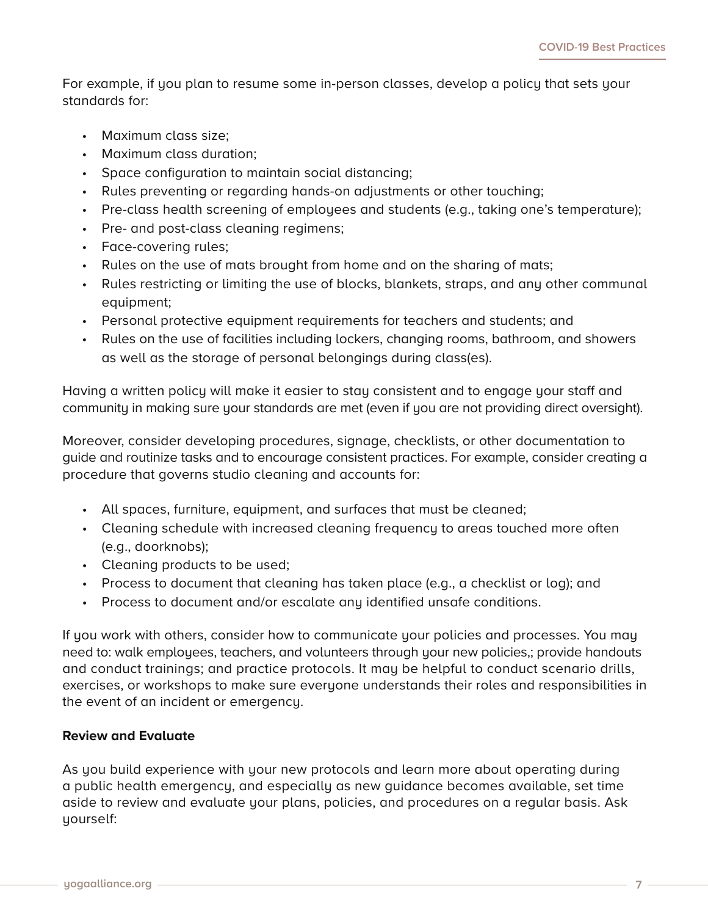For example, if you plan to resume some in-person classes, develop a policy that sets your standards for:

- Maximum class size;
- Maximum class duration;
- Space configuration to maintain social distancing;
- Rules preventing or regarding hands-on adjustments or other touching;
- Pre-class health screening of employees and students (e.g., taking one's temperature);
- Pre- and post-class cleaning regimens;
- Face-covering rules;
- Rules on the use of mats brought from home and on the sharing of mats;
- Rules restricting or limiting the use of blocks, blankets, straps, and any other communal equipment;
- Personal protective equipment requirements for teachers and students; and
- Rules on the use of facilities including lockers, changing rooms, bathroom, and showers as well as the storage of personal belongings during class(es).

Having a written policy will make it easier to stay consistent and to engage your staff and community in making sure your standards are met (even if you are not providing direct oversight).

Moreover, consider developing procedures, signage, checklists, or other documentation to guide and routinize tasks and to encourage consistent practices. For example, consider creating a procedure that governs studio cleaning and accounts for:

- All spaces, furniture, equipment, and surfaces that must be cleaned;
- Cleaning schedule with increased cleaning frequency to areas touched more often (e.g., doorknobs);
- Cleaning products to be used;
- Process to document that cleaning has taken place (e.g., a checklist or log); and
- Process to document and/or escalate any identified unsafe conditions.

If you work with others, consider how to communicate your policies and processes. You may need to: walk employees, teachers, and volunteers through your new policies,; provide handouts and conduct trainings; and practice protocols. It may be helpful to conduct scenario drills, exercises, or workshops to make sure everyone understands their roles and responsibilities in the event of an incident or emergency.

**Review and Evaluate**

As you build experience with your new protocols and learn more about operating during a public health emergency, and especially as new guidance becomes available, set time aside to review and evaluate your plans, policies, and procedures on a regular basis. Ask yourself: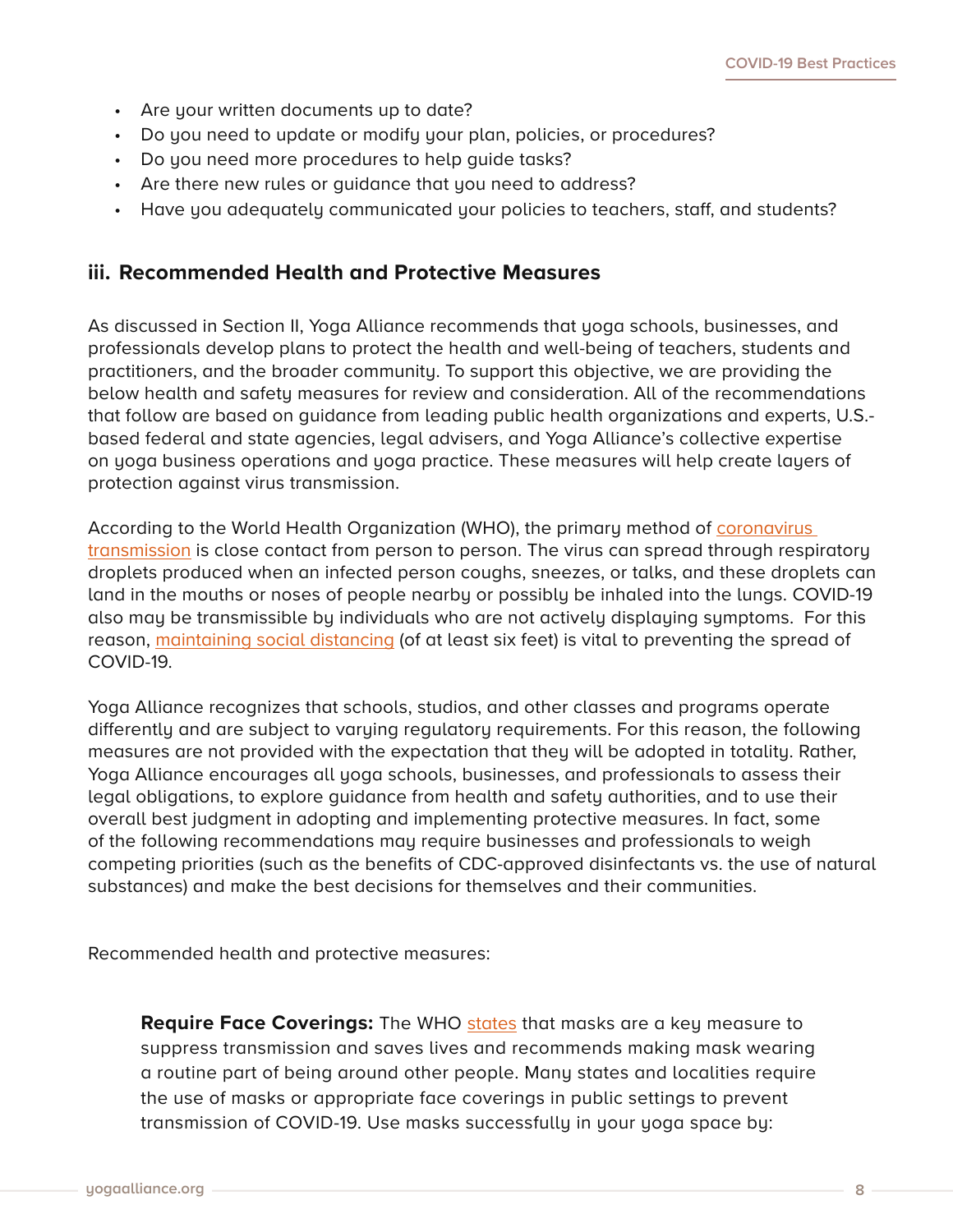- Are your written documents up to date?
- Do you need to update or modify your plan, policies, or procedures?
- Do you need more procedures to help guide tasks?
- Are there new rules or guidance that you need to address?
- Have you adequately communicated your policies to teachers, staff, and students?

### iii. Recommended Health and Protective Measures

As discussed in Section II, Yoga Alliance recommends that yoga schools, businesses, and professionals develop plans to protect the health and well-being of teachers, students and practitioners, and the broader community. To support this objective, we are providing the below health and safety measures for review and consideration. All of the recommendations that follow are based on guidance from leading public health organizations and experts, U.S.-based federal and state agencies, legal advisers, and Yoga Alliance's collective expertise on yoga business operations and yoga practice. These measures will help create layers of protection against virus transmission.

According to the World Health Organization (WHO), the primary method of coronavirus transmission is close contact from person to person. The virus can spread through respiratory droplets produced when an infected person coughs, sneezes, or talks, and these droplets can land in the mouths or noses of people nearby or possibly be inhaled into the lungs. COVID-19 also may be transmissible by individuals who are not actively displaying symptoms. For this reason, maintaining social distancing (of at least six feet) is vital to preventing the spread of COVID-19.

Yoga Alliance recognizes that schools, studios, and other classes and programs operate differently and are subject to varying regulatory requirements. For this reason, the following measures are not provided with the expectation that they will be adopted in totality. Rather, Yoga Alliance encourages all yoga schools, businesses, and professionals to assess their legal obligations, to explore guidance from health and safety authorities, and to use their overall best judgment in adopting and implementing protective measures. In fact, some of the following recommendations may require businesses and professionals to weigh competing priorities (such as the benefits of CDC-approved disinfectants vs. the use of natural substances) and make the best decisions for themselves and their communities.

Recommended health and protective measures:

**Require Face Coverings:** The WHO states that masks are a key measure to suppress transmission and saves lives and recommends making mask wearing a routine part of being around other people. Many states and localities require the use of masks or appropriate face coverings in public settings to prevent transmission of COVID-19. Use masks successfully in your yoga space by: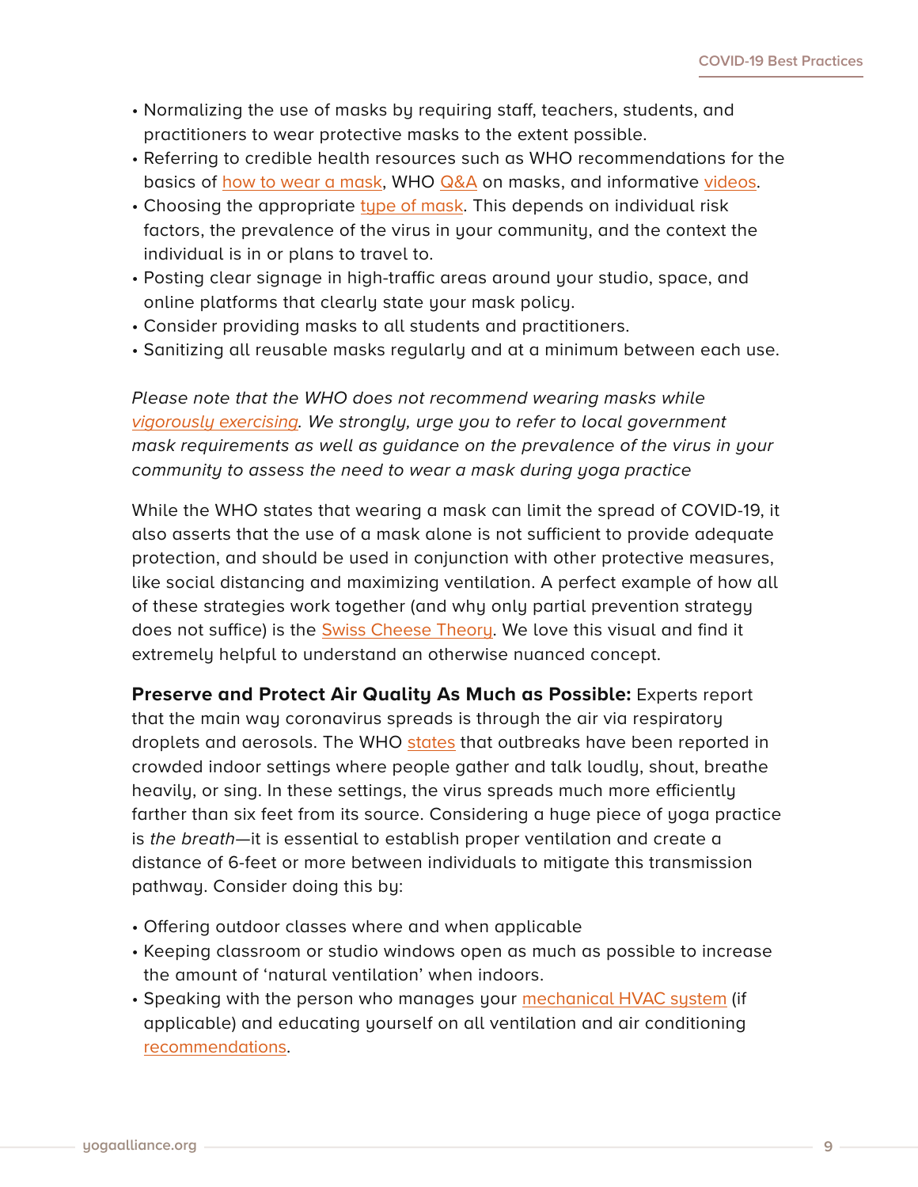- Normalizing the use of masks by requiring staff, teachers, students, and practitioners to wear protective masks to the extent possible.
- Referring to credible health resources such as WHO recommendations for the basics of how to wear a mask, WHO Q&A on masks, and informative videos.
- Choosing the appropriate type of mask. This depends on individual risk factors, the prevalence of the virus in your community, and the context the individual is in or plans to travel to.
- Posting clear signage in high-traffic areas around your studio, space, and online platforms that clearly state your mask policy.
- Consider providing masks to all students and practitioners.
- Sanitizing all reusable masks regularly and at a minimum between each use.

*Please note that the WHO does not recommend wearing masks while vigorously exercising. We strongly, urge you to refer to local government mask requirements as well as guidance on the prevalence of the virus in your community to assess the need to wear a mask during yoga practice*

While the WHO states that wearing a mask can limit the spread of COVID-19, it also asserts that the use of a mask alone is not sufficient to provide adequate protection, and should be used in conjunction with other protective measures, like social distancing and maximizing ventilation. A perfect example of how all of these strategies work together (and why only partial prevention strategy does not suffice) is the Swiss Cheese Theory. We love this visual and find it extremely helpful to understand an otherwise nuanced concept.

**Preserve and Protect Air Quality As Much as Possible:** Experts report that the main way coronavirus spreads is through the air via respiratory droplets and aerosols. The WHO states that outbreaks have been reported in crowded indoor settings where people gather and talk loudly, shout, breathe heavily, or sing. In these settings, the virus spreads much more efficiently farther than six feet from its source. Considering a huge piece of yoga practice is *the breath*—it is essential to establish proper ventilation and create a distance of 6-feet or more between individuals to mitigate this transmission pathway. Consider doing this by:

- Offering outdoor classes where and when applicable
- Keeping classroom or studio windows open as much as possible to increase the amount of 'natural ventilation' when indoors.
- Speaking with the person who manages your mechanical HVAC system (if applicable) and educating yourself on all ventilation and air conditioning recommendations.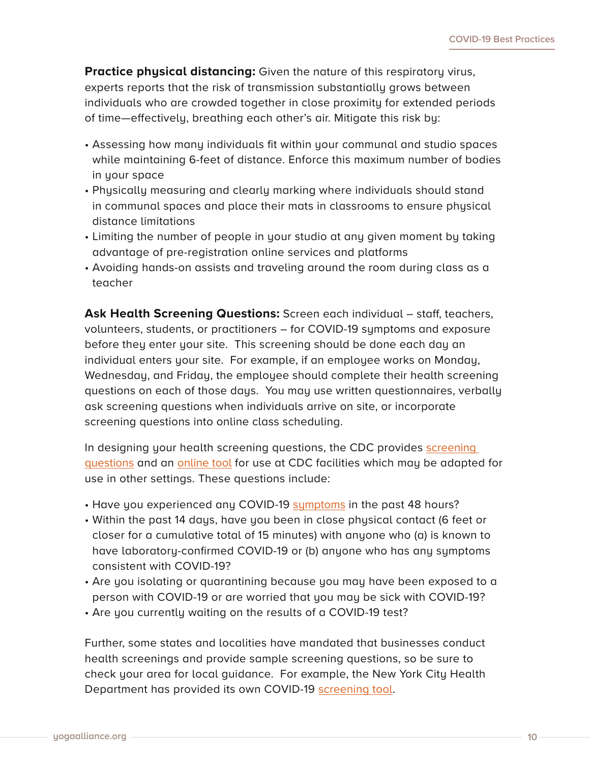**Practice physical distancing:** Given the nature of this respiratory virus, experts reports that the risk of transmission substantially grows between individuals who are crowded together in close proximity for extended periods of time—effectively, breathing each other's air. Mitigate this risk by:

- Assessing how many individuals fit within your communal and studio spaces while maintaining 6-feet of distance. Enforce this maximum number of bodies in your space
- Physically measuring and clearly marking where individuals should stand in communal spaces and place their mats in classrooms to ensure physical distance limitations
- Limiting the number of people in your studio at any given moment by taking advantage of pre-registration online services and platforms
- Avoiding hands-on assists and traveling around the room during class as a teacher

**Ask Health Screening Questions:** Screen each individual – staff, teachers, volunteers, students, or practitioners – for COVID-19 symptoms and exposure before they enter your site. This screening should be done each day an individual enters your site. For example, if an employee works on Monday, Wednesday, and Friday, the employee should complete their health screening questions on each of those days. You may use written questionnaires, verbally ask screening questions when individuals arrive on site, or incorporate screening questions into online class scheduling.

In designing your health screening questions, the CDC provides screening questions and an online tool for use at CDC facilities which may be adapted for use in other settings. These questions include:

- Have you experienced any COVID-19 symptoms in the past 48 hours?
- Within the past 14 days, have you been in close physical contact (6 feet or closer for a cumulative total of 15 minutes) with anyone who (a) is known to have laboratory-confirmed COVID-19 or (b) anyone who has any symptoms consistent with COVID-19?
- Are you isolating or quarantining because you may have been exposed to a person with COVID-19 or are worried that you may be sick with COVID-19?
- Are you currently waiting on the results of a COVID-19 test?

Further, some states and localities have mandated that businesses conduct health screenings and provide sample screening questions, so be sure to check your area for local guidance. For example, the New York City Health Department has provided its own COVID-19 screening tool.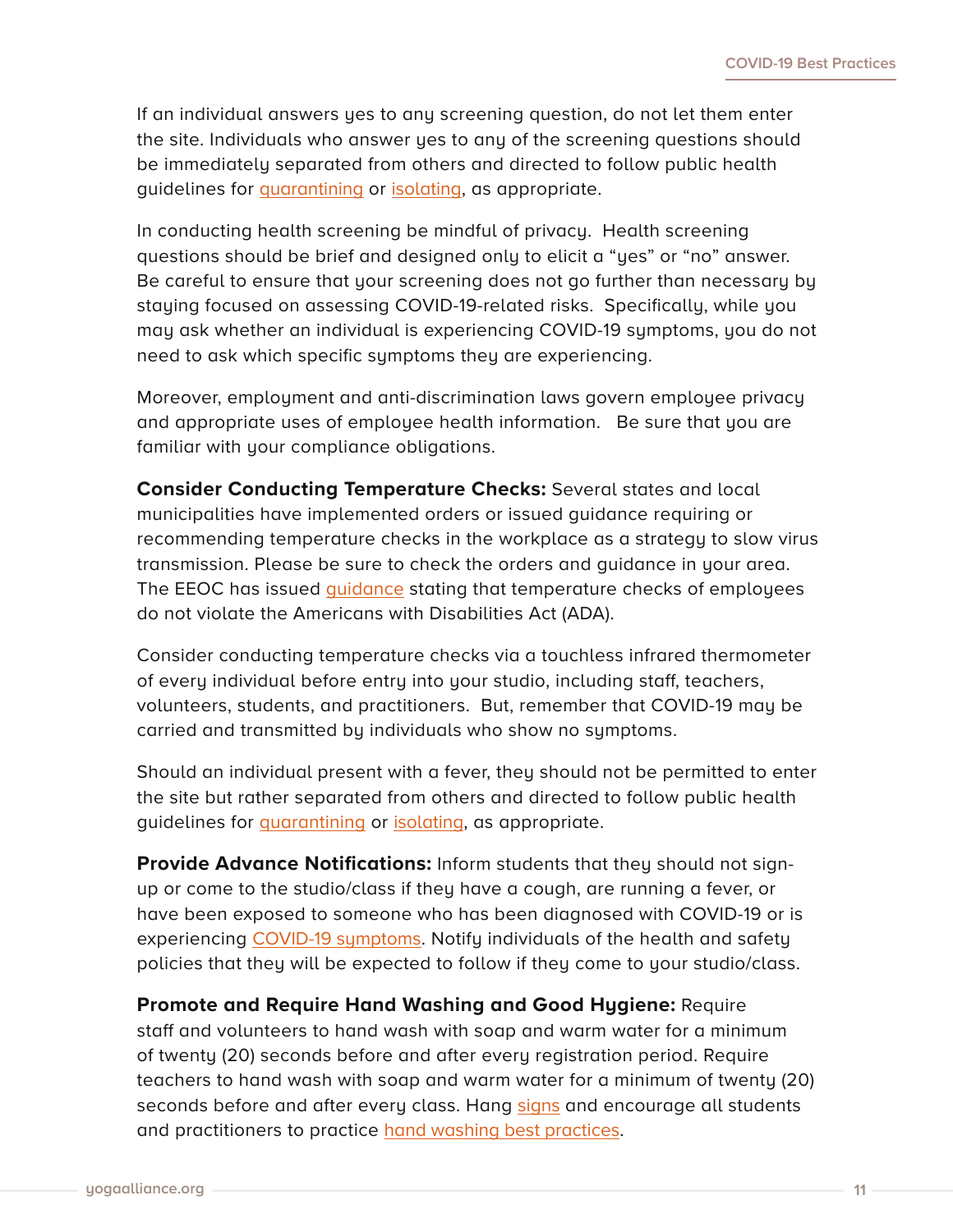If an individual answers yes to any screening question, do not let them enter the site. Individuals who answer yes to any of the screening questions should be immediately separated from others and directed to follow public health guidelines for quarantining or isolating, as appropriate.

In conducting health screening be mindful of privacy. Health screening questions should be brief and designed only to elicit a "yes" or "no" answer. Be careful to ensure that your screening does not go further than necessary by staying focused on assessing COVID-19-related risks. Specifically, while you may ask whether an individual is experiencing COVID-19 symptoms, you do not need to ask which specific symptoms they are experiencing.

Moreover, employment and anti-discrimination laws govern employee privacy and appropriate uses of employee health information. Be sure that you are familiar with your compliance obligations.

**Consider Conducting Temperature Checks:** Several states and local municipalities have implemented orders or issued guidance requiring or recommending temperature checks in the workplace as a strategy to slow virus transmission. Please be sure to check the orders and guidance in your area. The EEOC has issued guidance stating that temperature checks of employees do not violate the Americans with Disabilities Act (ADA).

Consider conducting temperature checks via a touchless infrared thermometer of every individual before entry into your studio, including staff, teachers, volunteers, students, and practitioners. But, remember that COVID-19 may be carried and transmitted by individuals who show no symptoms.

Should an individual present with a fever, they should not be permitted to enter the site but rather separated from others and directed to follow public health guidelines for quarantining or isolating, as appropriate.

**Provide Advance Notifications:** Inform students that they should not sign-up or come to the studio/class if they have a cough, are running a fever, or have been exposed to someone who has been diagnosed with COVID-19 or is experiencing COVID-19 symptoms. Notify individuals of the health and safety policies that they will be expected to follow if they come to your studio/class.

**Promote and Require Hand Washing and Good Hygiene:** Require staff and volunteers to hand wash with soap and warm water for a minimum of twenty (20) seconds before and after every registration period. Require teachers to hand wash with soap and warm water for a minimum of twenty (20) seconds before and after every class. Hang signs and encourage all students and practitioners to practice hand washing best practices.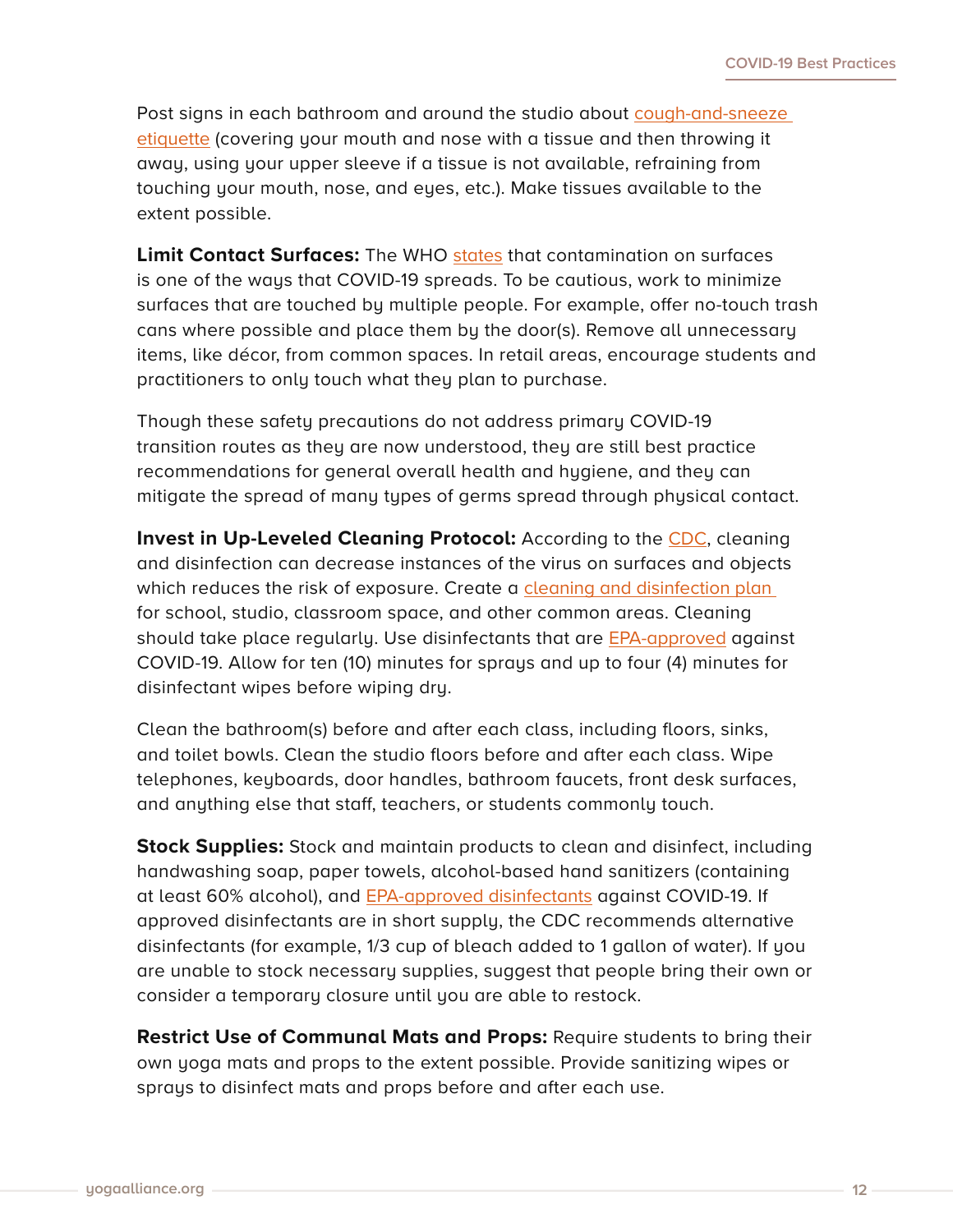Post signs in each bathroom and around the studio about cough-and-sneeze etiquette (covering your mouth and nose with a tissue and then throwing it away, using your upper sleeve if a tissue is not available, refraining from touching your mouth, nose, and eyes, etc.). Make tissues available to the extent possible.

**Limit Contact Surfaces:** The WHO states that contamination on surfaces is one of the ways that COVID-19 spreads. To be cautious, work to minimize surfaces that are touched by multiple people. For example, offer no-touch trash cans where possible and place them by the door(s). Remove all unnecessary items, like décor, from common spaces. In retail areas, encourage students and practitioners to only touch what they plan to purchase.

Though these safety precautions do not address primary COVID-19 transition routes as they are now understood, they are still best practice recommendations for general overall health and hygiene, and they can mitigate the spread of many types of germs spread through physical contact.

**Invest in Up-Leveled Cleaning Protocol:** According to the CDC, cleaning and disinfection can decrease instances of the virus on surfaces and objects which reduces the risk of exposure. Create a cleaning and disinfection plan for school, studio, classroom space, and other common areas. Cleaning should take place regularly. Use disinfectants that are EPA-approved against COVID-19. Allow for ten (10) minutes for sprays and up to four (4) minutes for disinfectant wipes before wiping dry.

Clean the bathroom(s) before and after each class, including floors, sinks, and toilet bowls. Clean the studio floors before and after each class. Wipe telephones, keyboards, door handles, bathroom faucets, front desk surfaces, and anything else that staff, teachers, or students commonly touch.

**Stock Supplies:** Stock and maintain products to clean and disinfect, including handwashing soap, paper towels, alcohol-based hand sanitizers (containing at least 60% alcohol), and EPA-approved disinfectants against COVID-19. If approved disinfectants are in short supply, the CDC recommends alternative disinfectants (for example, 1/3 cup of bleach added to 1 gallon of water). If you are unable to stock necessary supplies, suggest that people bring their own or consider a temporary closure until you are able to restock.

**Restrict Use of Communal Mats and Props:** Require students to bring their own yoga mats and props to the extent possible. Provide sanitizing wipes or sprays to disinfect mats and props before and after each use.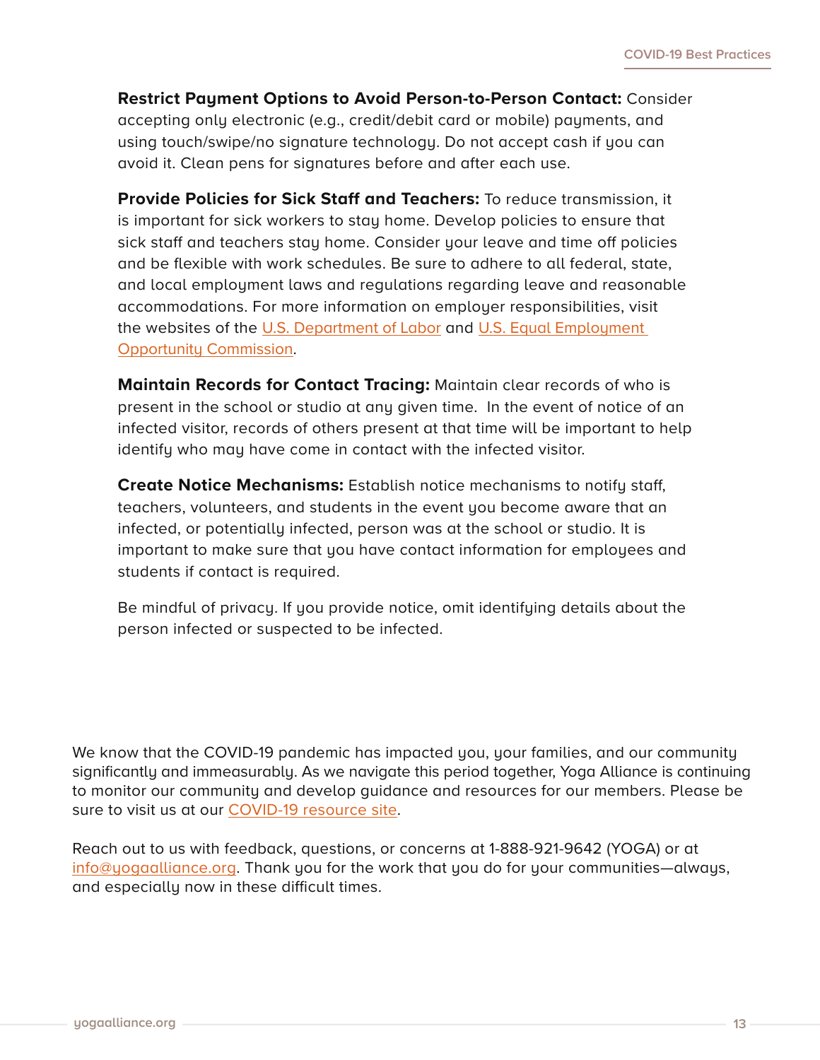**Restrict Payment Options to Avoid Person-to-Person Contact:** Consider accepting only electronic (e.g., credit/debit card or mobile) payments, and using touch/swipe/no signature technology. Do not accept cash if you can avoid it. Clean pens for signatures before and after each use.

**Provide Policies for Sick Staff and Teachers:** To reduce transmission, it is important for sick workers to stay home. Develop policies to ensure that sick staff and teachers stay home. Consider your leave and time off policies and be flexible with work schedules. Be sure to adhere to all federal, state, and local employment laws and regulations regarding leave and reasonable accommodations. For more information on employer responsibilities, visit the websites of the U.S. Department of Labor and U.S. Equal Employment Opportunity Commission.

**Maintain Records for Contact Tracing:** Maintain clear records of who is present in the school or studio at any given time. In the event of notice of an infected visitor, records of others present at that time will be important to help identify who may have come in contact with the infected visitor.

**Create Notice Mechanisms:** Establish notice mechanisms to notify staff, teachers, volunteers, and students in the event you become aware that an infected, or potentially infected, person was at the school or studio. It is important to make sure that you have contact information for employees and students if contact is required.

Be mindful of privacy. If you provide notice, omit identifying details about the person infected or suspected to be infected.

We know that the COVID-19 pandemic has impacted you, your families, and our community significantly and immeasurably. As we navigate this period together, Yoga Alliance is continuing to monitor our community and develop guidance and resources for our members. Please be sure to visit us at our COVID-19 resource site.

Reach out to us with feedback, questions, or concerns at 1-888-921-9642 (YOGA) or at info@yogaalliance.org. Thank you for the work that you do for your communities—always, and especially now in these difficult times.